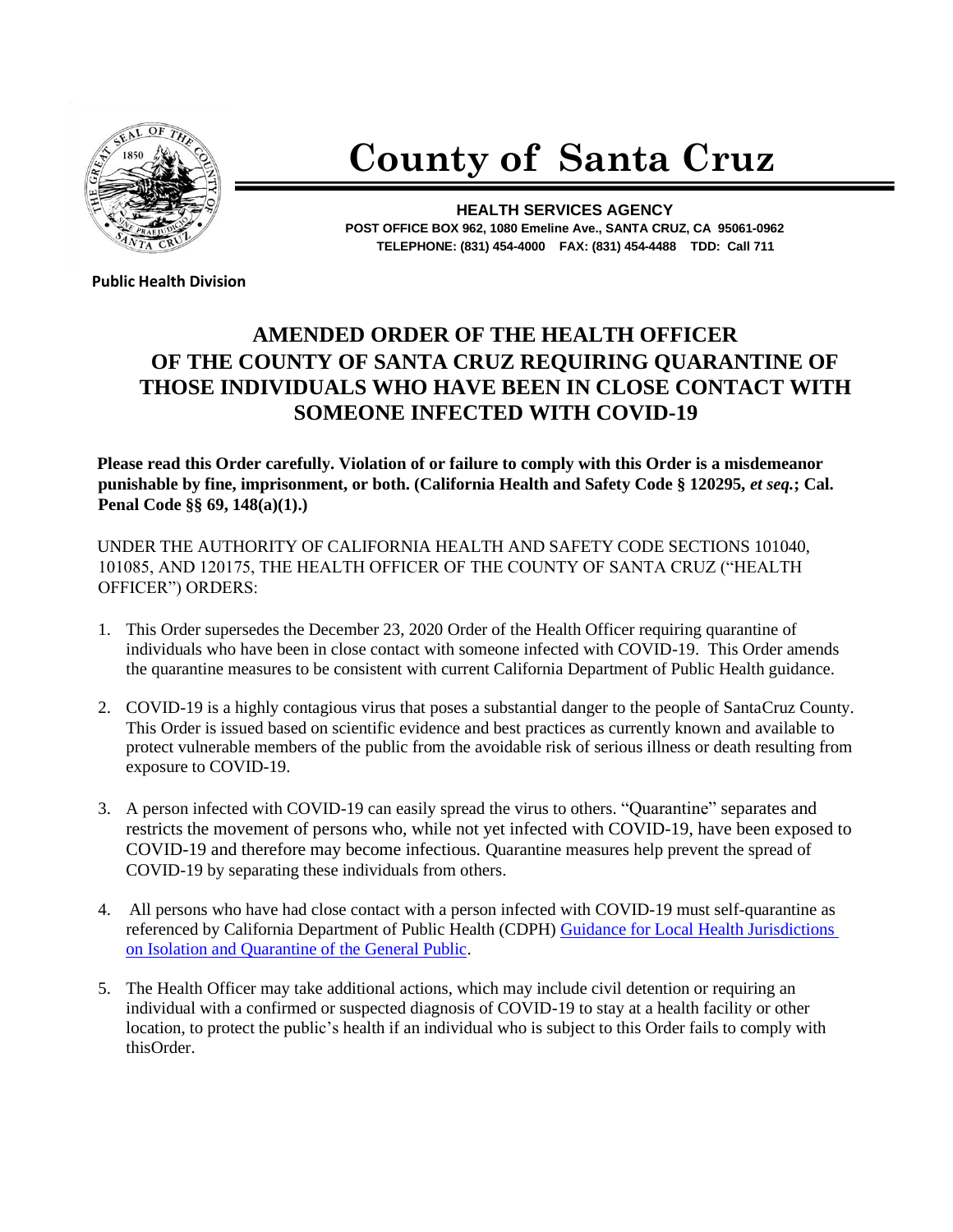# County of Santa Cruz

**HEALTH SERVICES AGENCY**
**POST OFFICE BOX 962, 1080 Emeline Ave., SANTA CRUZ, CA 95061-0962**
**TELEPHONE: (831) 454-4000 FAX: (831) 454-4488 TDD: Call 711**

**Public Health Division**

## AMENDED ORDER OF THE HEALTH OFFICER OF THE COUNTY OF SANTA CRUZ REQUIRING QUARANTINE OF THOSE INDIVIDUALS WHO HAVE BEEN IN CLOSE CONTACT WITH SOMEONE INFECTED WITH COVID-19

**Please read this Order carefully. Violation of or failure to comply with this Order is a misdemeanor punishable by fine, imprisonment, or both. (California Health and Safety Code § 120295, *et seq.*; Cal. Penal Code §§ 69, 148(a)(1).)**

UNDER THE AUTHORITY OF CALIFORNIA HEALTH AND SAFETY CODE SECTIONS 101040, 101085, AND 120175, THE HEALTH OFFICER OF THE COUNTY OF SANTA CRUZ ("HEALTH OFFICER") ORDERS:

1. This Order supersedes the December 23, 2020 Order of the Health Officer requiring quarantine of individuals who have been in close contact with someone infected with COVID-19. This Order amends the quarantine measures to be consistent with current California Department of Public Health guidance.

2. COVID-19 is a highly contagious virus that poses a substantial danger to the people of SantaCruz County. This Order is issued based on scientific evidence and best practices as currently known and available to protect vulnerable members of the public from the avoidable risk of serious illness or death resulting from exposure to COVID-19.

3. A person infected with COVID-19 can easily spread the virus to others. "Quarantine" separates and restricts the movement of persons who, while not yet infected with COVID-19, have been exposed to COVID-19 and therefore may become infectious. Quarantine measures help prevent the spread of COVID-19 by separating these individuals from others.

4. All persons who have had close contact with a person infected with COVID-19 must self-quarantine as referenced by California Department of Public Health (CDPH) Guidance for Local Health Jurisdictions on Isolation and Quarantine of the General Public.

5. The Health Officer may take additional actions, which may include civil detention or requiring an individual with a confirmed or suspected diagnosis of COVID-19 to stay at a health facility or other location, to protect the public's health if an individual who is subject to this Order fails to comply with thisOrder.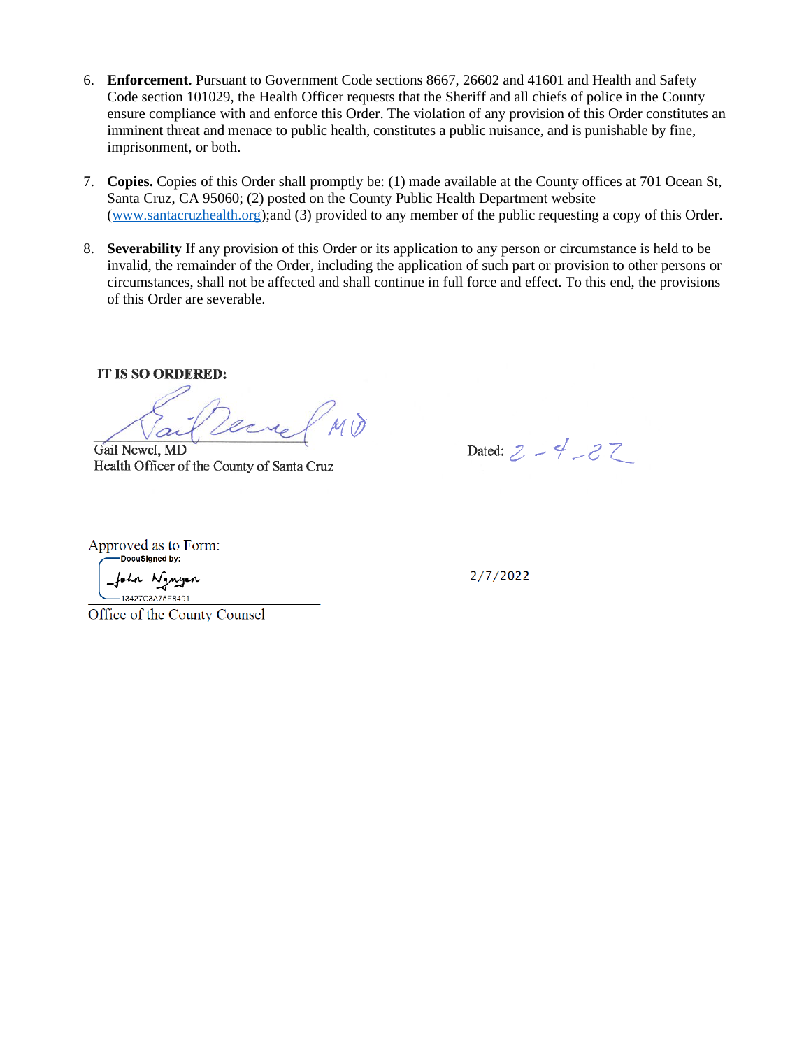6. **Enforcement.** Pursuant to Government Code sections 8667, 26602 and 41601 and Health and Safety Code section 101029, the Health Officer requests that the Sheriff and all chiefs of police in the County ensure compliance with and enforce this Order. The violation of any provision of this Order constitutes an imminent threat and menace to public health, constitutes a public nuisance, and is punishable by fine, imprisonment, or both.

7. **Copies.** Copies of this Order shall promptly be: (1) made available at the County offices at 701 Ocean St, Santa Cruz, CA 95060; (2) posted on the County Public Health Department website (www.santacruzhealth.org);and (3) provided to any member of the public requesting a copy of this Order.

8. **Severability** If any provision of this Order or its application to any person or circumstance is held to be invalid, the remainder of the Order, including the application of such part or provision to other persons or circumstances, shall not be affected and shall continue in full force and effect. To this end, the provisions of this Order are severable.

**IT IS SO ORDERED:**

Gail Newel, MD
Health Officer of the County of Santa Cruz

Dated: 2-4-22

Approved as to Form:

DocuSigned by:
John Nguyen
13427C3A75E8491...

Office of the County Counsel

2/7/2022